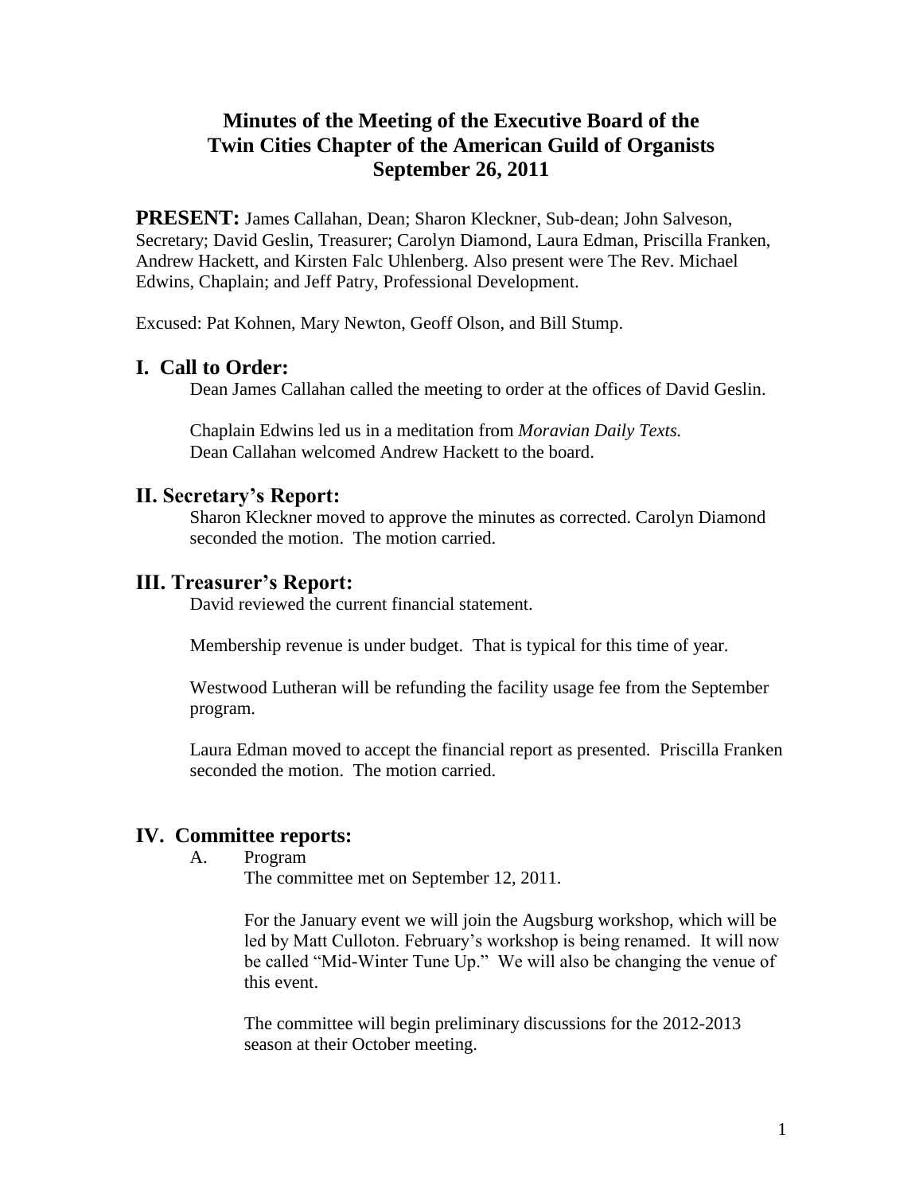# Minutes of the Meeting of the Executive Board of the Twin Cities Chapter of the American Guild of Organists September 26, 2011

**PRESENT:** James Callahan, Dean; Sharon Kleckner, Sub-dean; John Salveson, Secretary; David Geslin, Treasurer; Carolyn Diamond, Laura Edman, Priscilla Franken, Andrew Hackett, and Kirsten Falc Uhlenberg. Also present were The Rev. Michael Edwins, Chaplain; and Jeff Patry, Professional Development.

Excused: Pat Kohnen, Mary Newton, Geoff Olson, and Bill Stump.

## I. Call to Order:

Dean James Callahan called the meeting to order at the offices of David Geslin.

Chaplain Edwins led us in a meditation from *Moravian Daily Texts.*
Dean Callahan welcomed Andrew Hackett to the board.

## II. Secretary's Report:

Sharon Kleckner moved to approve the minutes as corrected. Carolyn Diamond seconded the motion. The motion carried.

## III. Treasurer's Report:

David reviewed the current financial statement.

Membership revenue is under budget. That is typical for this time of year.

Westwood Lutheran will be refunding the facility usage fee from the September program.

Laura Edman moved to accept the financial report as presented. Priscilla Franken seconded the motion. The motion carried.

## IV. Committee reports:

A. Program

The committee met on September 12, 2011.

For the January event we will join the Augsburg workshop, which will be led by Matt Culloton. February's workshop is being renamed. It will now be called "Mid-Winter Tune Up." We will also be changing the venue of this event.

The committee will begin preliminary discussions for the 2012-2013 season at their October meeting.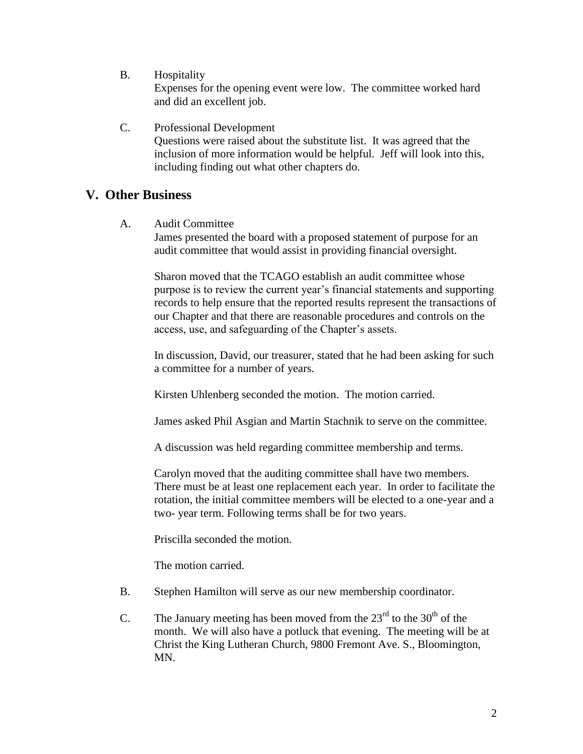B. Hospitality

Expenses for the opening event were low. The committee worked hard and did an excellent job.

C. Professional Development

Questions were raised about the substitute list. It was agreed that the inclusion of more information would be helpful. Jeff will look into this, including finding out what other chapters do.

## V. Other Business

A. Audit Committee

James presented the board with a proposed statement of purpose for an audit committee that would assist in providing financial oversight.

Sharon moved that the TCAGO establish an audit committee whose purpose is to review the current year's financial statements and supporting records to help ensure that the reported results represent the transactions of our Chapter and that there are reasonable procedures and controls on the access, use, and safeguarding of the Chapter's assets.

In discussion, David, our treasurer, stated that he had been asking for such a committee for a number of years.

Kirsten Uhlenberg seconded the motion. The motion carried.

James asked Phil Asgian and Martin Stachnik to serve on the committee.

A discussion was held regarding committee membership and terms.

Carolyn moved that the auditing committee shall have two members. There must be at least one replacement each year. In order to facilitate the rotation, the initial committee members will be elected to a one-year and a two- year term. Following terms shall be for two years.

Priscilla seconded the motion.

The motion carried.

B. Stephen Hamilton will serve as our new membership coordinator.

C. The January meeting has been moved from the 23rd to the 30th of the month. We will also have a potluck that evening. The meeting will be at Christ the King Lutheran Church, 9800 Fremont Ave. S., Bloomington, MN.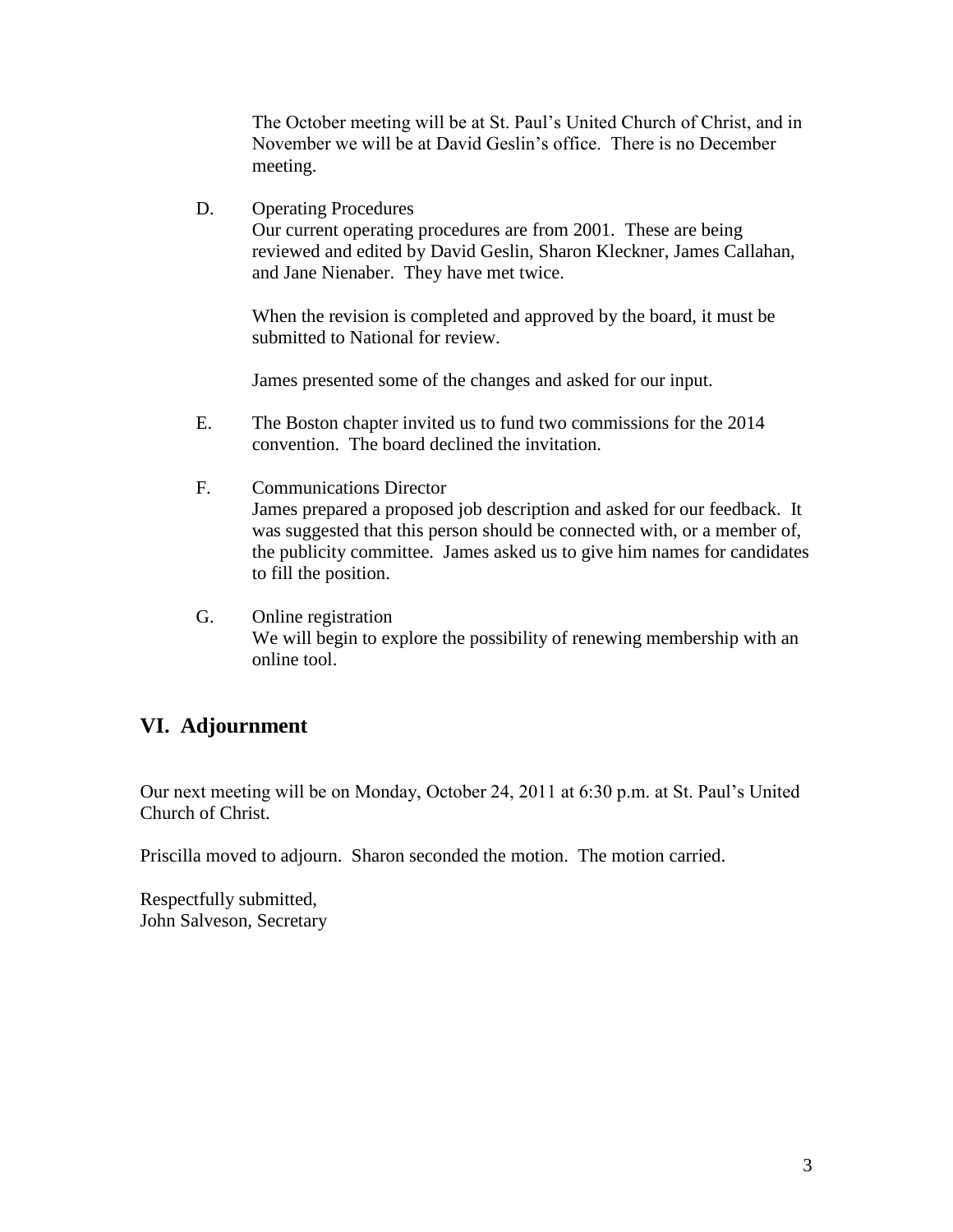The October meeting will be at St. Paul's United Church of Christ, and in November we will be at David Geslin's office. There is no December meeting.

D. Operating Procedures

Our current operating procedures are from 2001. These are being reviewed and edited by David Geslin, Sharon Kleckner, James Callahan, and Jane Nienaber. They have met twice.

When the revision is completed and approved by the board, it must be submitted to National for review.

James presented some of the changes and asked for our input.

E. The Boston chapter invited us to fund two commissions for the 2014 convention. The board declined the invitation.

F. Communications Director

James prepared a proposed job description and asked for our feedback. It was suggested that this person should be connected with, or a member of, the publicity committee. James asked us to give him names for candidates to fill the position.

G. Online registration

We will begin to explore the possibility of renewing membership with an online tool.

## VI. Adjournment

Our next meeting will be on Monday, October 24, 2011 at 6:30 p.m. at St. Paul's United Church of Christ.

Priscilla moved to adjourn. Sharon seconded the motion. The motion carried.

Respectfully submitted,
John Salveson, Secretary